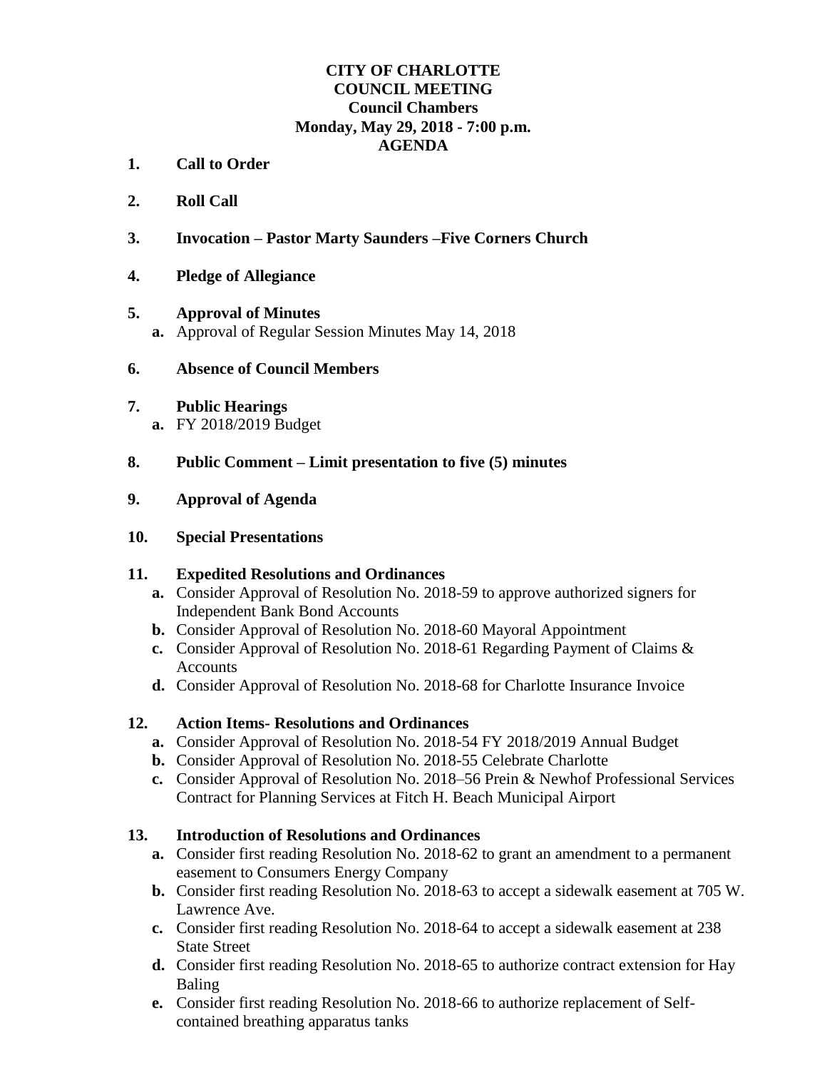**CITY OF CHARLOTTE**
**COUNCIL MEETING**
**Council Chambers**
**Monday, May 29, 2018 - 7:00 p.m.**
**AGENDA**

1. **Call to Order**

2. **Roll Call**

3. **Invocation – Pastor Marty Saunders –Five Corners Church**

4. **Pledge of Allegiance**

5. **Approval of Minutes**
   - **a.** Approval of Regular Session Minutes May 14, 2018

6. **Absence of Council Members**

7. **Public Hearings**
   - **a.** FY 2018/2019 Budget

8. **Public Comment – Limit presentation to five (5) minutes**

9. **Approval of Agenda**

10. **Special Presentations**

11. **Expedited Resolutions and Ordinances**
    - **a.** Consider Approval of Resolution No. 2018-59 to approve authorized signers for Independent Bank Bond Accounts
    - **b.** Consider Approval of Resolution No. 2018-60 Mayoral Appointment
    - **c.** Consider Approval of Resolution No. 2018-61 Regarding Payment of Claims & Accounts
    - **d.** Consider Approval of Resolution No. 2018-68 for Charlotte Insurance Invoice

12. **Action Items- Resolutions and Ordinances**
    - **a.** Consider Approval of Resolution No. 2018-54 FY 2018/2019 Annual Budget
    - **b.** Consider Approval of Resolution No. 2018-55 Celebrate Charlotte
    - **c.** Consider Approval of Resolution No. 2018–56 Prein & Newhof Professional Services Contract for Planning Services at Fitch H. Beach Municipal Airport

13. **Introduction of Resolutions and Ordinances**
    - **a.** Consider first reading Resolution No. 2018-62 to grant an amendment to a permanent easement to Consumers Energy Company
    - **b.** Consider first reading Resolution No. 2018-63 to accept a sidewalk easement at 705 W. Lawrence Ave.
    - **c.** Consider first reading Resolution No. 2018-64 to accept a sidewalk easement at 238 State Street
    - **d.** Consider first reading Resolution No. 2018-65 to authorize contract extension for Hay Baling
    - **e.** Consider first reading Resolution No. 2018-66 to authorize replacement of Self-contained breathing apparatus tanks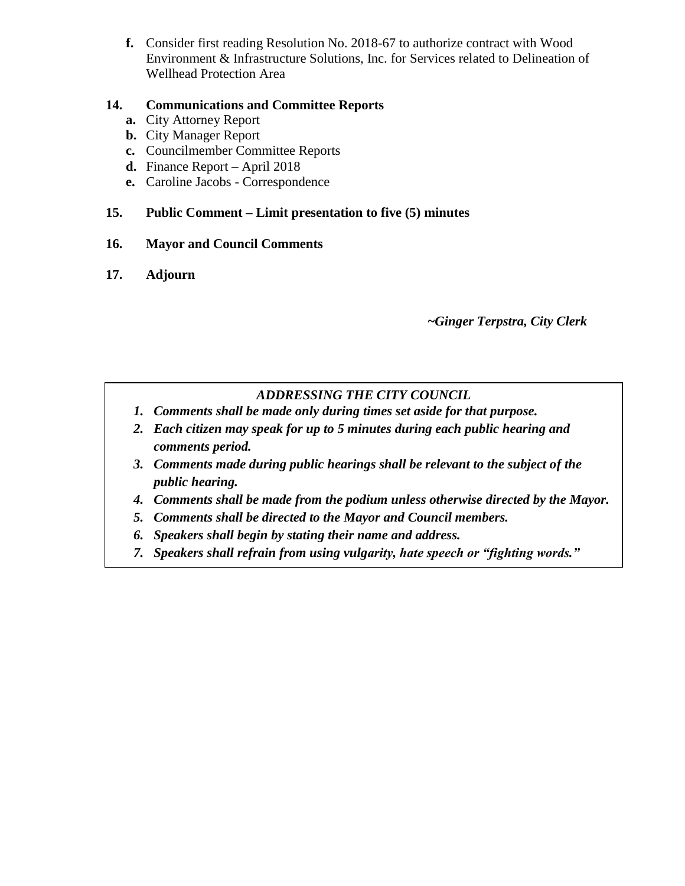**f.** Consider first reading Resolution No. 2018-67 to authorize contract with Wood Environment & Infrastructure Solutions, Inc. for Services related to Delineation of Wellhead Protection Area

**14. Communications and Committee Reports**

- **a.** City Attorney Report
- **b.** City Manager Report
- **c.** Councilmember Committee Reports
- **d.** Finance Report – April 2018
- **e.** Caroline Jacobs - Correspondence

**15. Public Comment – Limit presentation to five (5) minutes**

**16. Mayor and Council Comments**

**17. Adjourn**

***~Ginger Terpstra, City Clerk***

*ADDRESSING THE CITY COUNCIL*

1. ***Comments shall be made only during times set aside for that purpose.***
2. ***Each citizen may speak for up to 5 minutes during each public hearing and comments period.***
3. ***Comments made during public hearings shall be relevant to the subject of the public hearing.***
4. ***Comments shall be made from the podium unless otherwise directed by the Mayor.***
5. ***Comments shall be directed to the Mayor and Council members.***
6. ***Speakers shall begin by stating their name and address.***
7. ***Speakers shall refrain from using vulgarity, hate speech or "fighting words."***